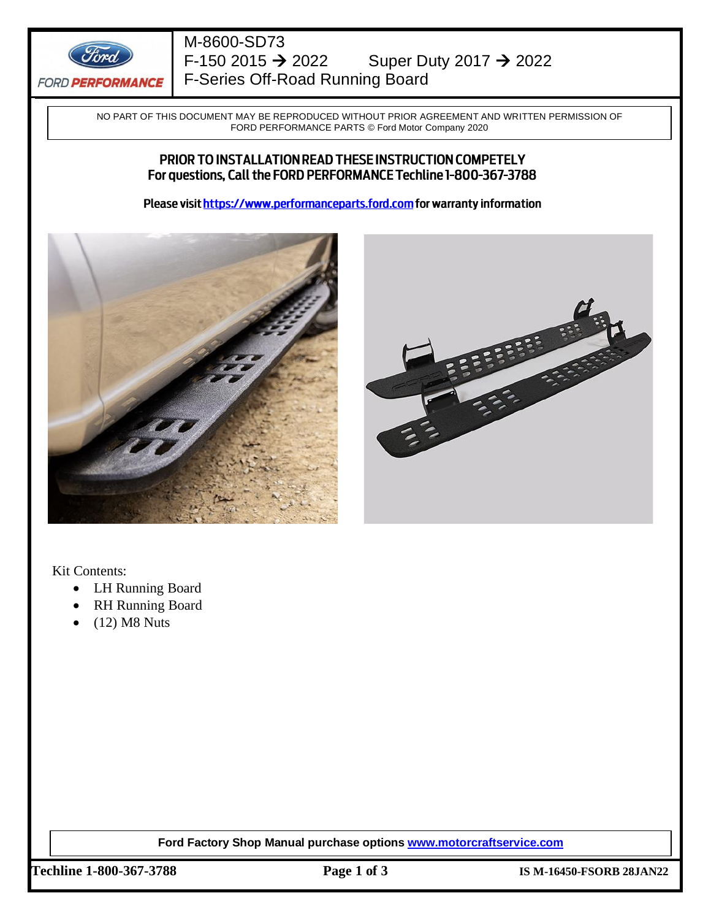# M-8600-SD73

## F-150 2015 → 2022 Super Duty 2017 → 2022

## F-Series Off-Road Running Board

NO PART OF THIS DOCUMENT MAY BE REPRODUCED WITHOUT PRIOR AGREEMENT AND WRITTEN PERMISSION OF FORD PERFORMANCE PARTS © Ford Motor Company 2020

**PRIOR TO INSTALLATION READ THESE INSTRUCTION COMPETELY**
**For questions, Call the FORD PERFORMANCE Techline 1-800-367-3788**

**Please visit [https://www.performanceparts.ford.com](https://www.performanceparts.ford.com) for warranty information**

Kit Contents:

- LH Running Board
- RH Running Board
- (12) M8 Nuts

**Ford Factory Shop Manual purchase options [www.motorcraftservice.com](http://www.motorcraftservice.com)**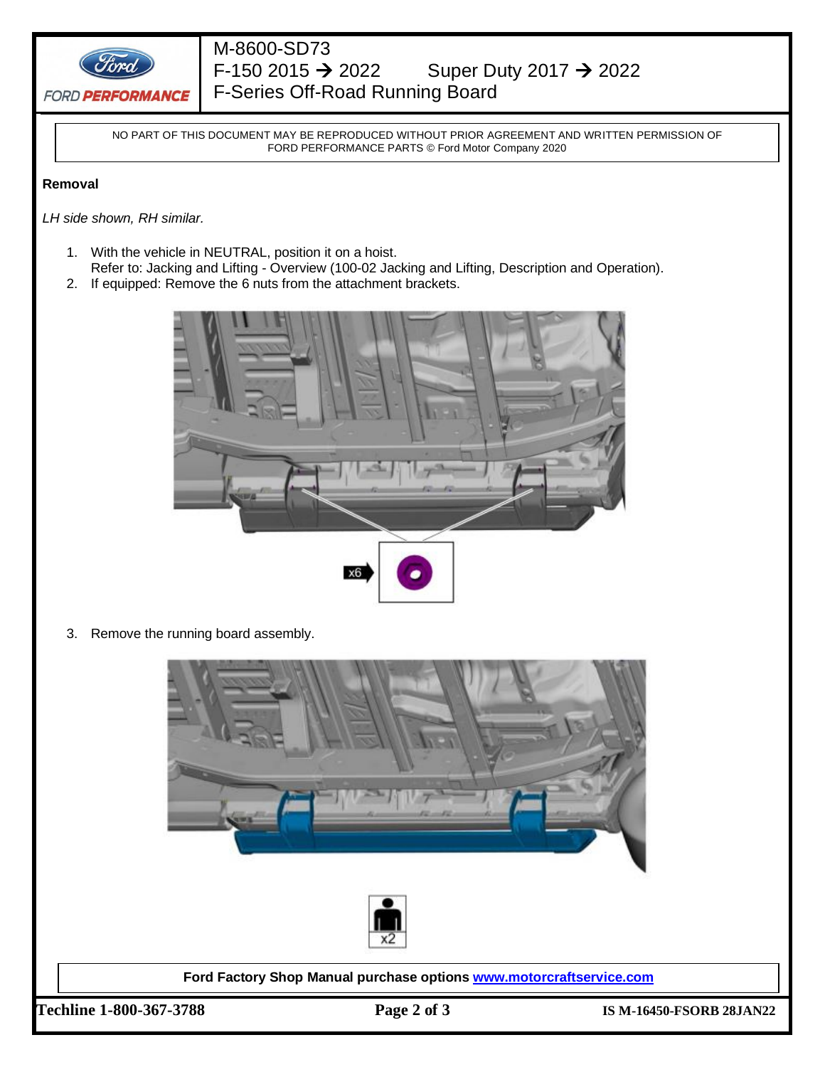NO PART OF THIS DOCUMENT MAY BE REPRODUCED WITHOUT PRIOR AGREEMENT AND WRITTEN PERMISSION OF FORD PERFORMANCE PARTS © Ford Motor Company 2020

**Removal**

*LH side shown, RH similar.*

1. With the vehicle in NEUTRAL, position it on a hoist.
   Refer to: Jacking and Lifting - Overview (100-02 Jacking and Lifting, Description and Operation).
2. If equipped: Remove the 6 nuts from the attachment brackets.

x6

3. Remove the running board assembly.

x2

**Ford Factory Shop Manual purchase options [www.motorcraftservice.com](http://www.motorcraftservice.com)**

**Techline 1-800-367-3788** **IS M-16450-FSORB 28JAN22**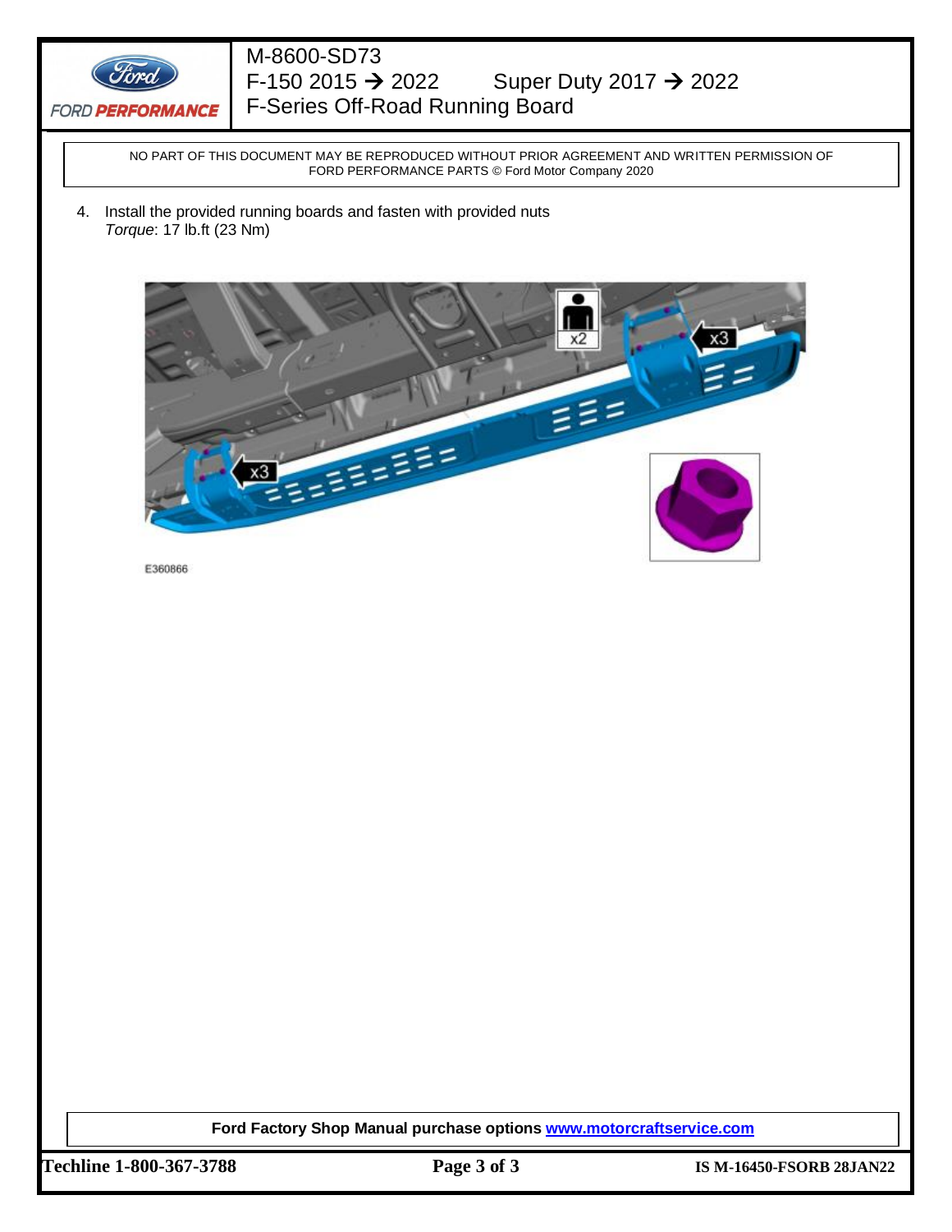NO PART OF THIS DOCUMENT MAY BE REPRODUCED WITHOUT PRIOR AGREEMENT AND WRITTEN PERMISSION OF FORD PERFORMANCE PARTS © Ford Motor Company 2020

4. Install the provided running boards and fasten with provided nuts
   *Torque*: 17 lb.ft (23 Nm)

x2

x3

x3

E360866

**Ford Factory Shop Manual purchase options [www.motorcraftservice.com](http://www.motorcraftservice.com)**

**Techline 1-800-367-3788**

**IS M-16450-FSORB 28JAN22**